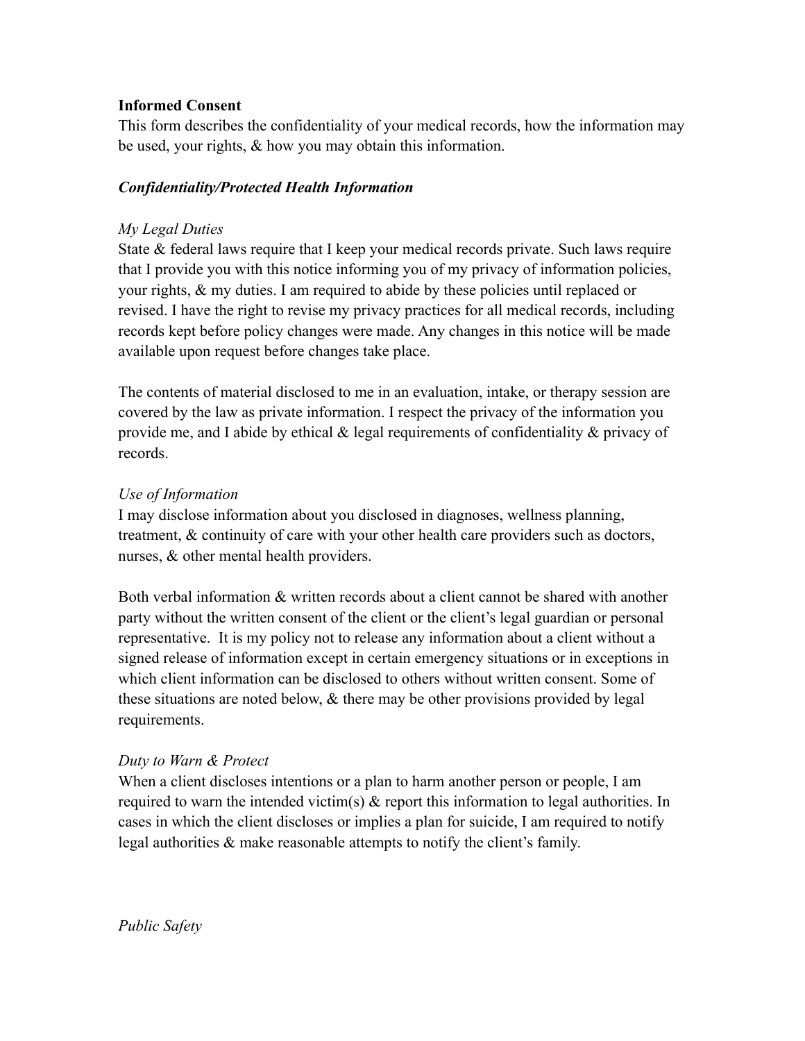**Informed Consent**

This form describes the confidentiality of your medical records, how the information may be used, your rights, & how you may obtain this information.

***Confidentiality/Protected Health Information***

*My Legal Duties*

State & federal laws require that I keep your medical records private. Such laws require that I provide you with this notice informing you of my privacy of information policies, your rights, & my duties. I am required to abide by these policies until replaced or revised. I have the right to revise my privacy practices for all medical records, including records kept before policy changes were made. Any changes in this notice will be made available upon request before changes take place.

The contents of material disclosed to me in an evaluation, intake, or therapy session are covered by the law as private information. I respect the privacy of the information you provide me, and I abide by ethical & legal requirements of confidentiality & privacy of records.

*Use of Information*

I may disclose information about you disclosed in diagnoses, wellness planning, treatment, & continuity of care with your other health care providers such as doctors, nurses, & other mental health providers.

Both verbal information & written records about a client cannot be shared with another party without the written consent of the client or the client's legal guardian or personal representative. It is my policy not to release any information about a client without a signed release of information except in certain emergency situations or in exceptions in which client information can be disclosed to others without written consent. Some of these situations are noted below, & there may be other provisions provided by legal requirements.

*Duty to Warn & Protect*

When a client discloses intentions or a plan to harm another person or people, I am required to warn the intended victim(s) & report this information to legal authorities. In cases in which the client discloses or implies a plan for suicide, I am required to notify legal authorities & make reasonable attempts to notify the client's family.

*Public Safety*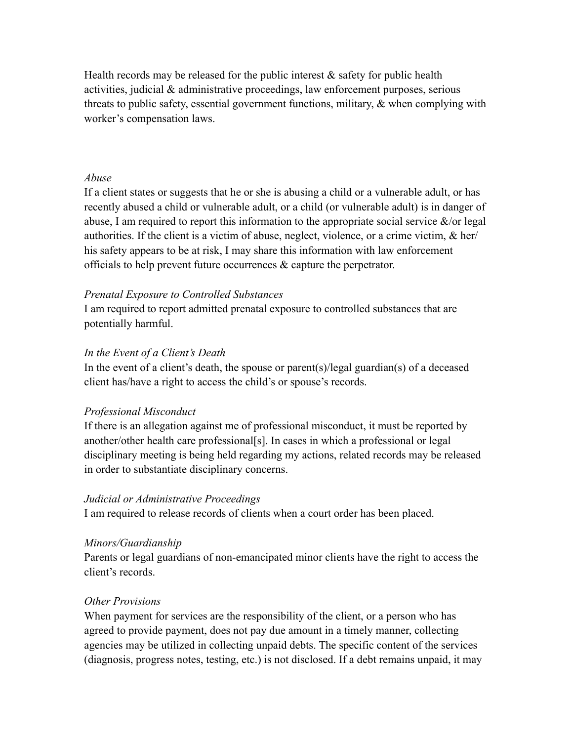Health records may be released for the public interest & safety for public health activities, judicial & administrative proceedings, law enforcement purposes, serious threats to public safety, essential government functions, military, & when complying with worker's compensation laws.

*Abuse*

If a client states or suggests that he or she is abusing a child or a vulnerable adult, or has recently abused a child or vulnerable adult, or a child (or vulnerable adult) is in danger of abuse, I am required to report this information to the appropriate social service &/or legal authorities. If the client is a victim of abuse, neglect, violence, or a crime victim, & her/his safety appears to be at risk, I may share this information with law enforcement officials to help prevent future occurrences & capture the perpetrator.

*Prenatal Exposure to Controlled Substances*

I am required to report admitted prenatal exposure to controlled substances that are potentially harmful.

*In the Event of a Client's Death*

In the event of a client's death, the spouse or parent(s)/legal guardian(s) of a deceased client has/have a right to access the child's or spouse's records.

*Professional Misconduct*

If there is an allegation against me of professional misconduct, it must be reported by another/other health care professional[s]. In cases in which a professional or legal disciplinary meeting is being held regarding my actions, related records may be released in order to substantiate disciplinary concerns.

*Judicial or Administrative Proceedings*

I am required to release records of clients when a court order has been placed.

*Minors/Guardianship*

Parents or legal guardians of non-emancipated minor clients have the right to access the client's records.

*Other Provisions*

When payment for services are the responsibility of the client, or a person who has agreed to provide payment, does not pay due amount in a timely manner, collecting agencies may be utilized in collecting unpaid debts. The specific content of the services (diagnosis, progress notes, testing, etc.) is not disclosed. If a debt remains unpaid, it may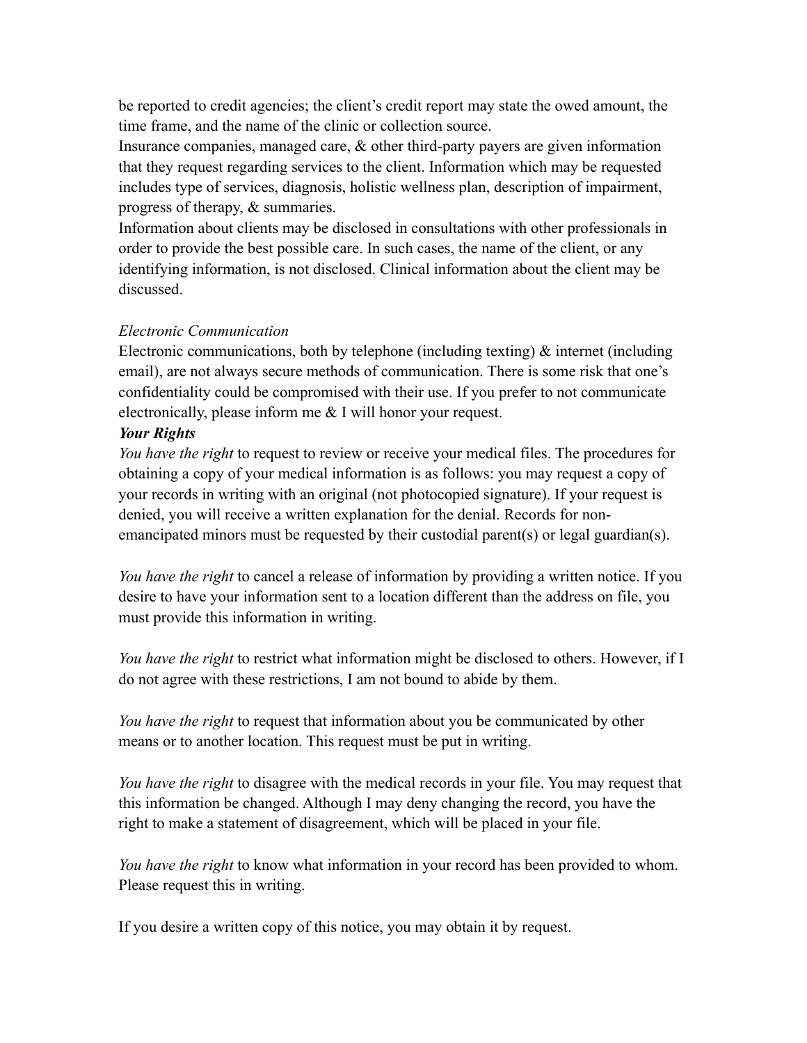be reported to credit agencies; the client's credit report may state the owed amount, the time frame, and the name of the clinic or collection source.

Insurance companies, managed care, & other third-party payers are given information that they request regarding services to the client. Information which may be requested includes type of services, diagnosis, holistic wellness plan, description of impairment, progress of therapy, & summaries.

Information about clients may be disclosed in consultations with other professionals in order to provide the best possible care. In such cases, the name of the client, or any identifying information, is not disclosed. Clinical information about the client may be discussed.

*Electronic Communication*

Electronic communications, both by telephone (including texting) & internet (including email), are not always secure methods of communication. There is some risk that one's confidentiality could be compromised with their use. If you prefer to not communicate electronically, please inform me & I will honor your request.

***Your Rights***

*You have the right* to request to review or receive your medical files. The procedures for obtaining a copy of your medical information is as follows: you may request a copy of your records in writing with an original (not photocopied signature). If your request is denied, you will receive a written explanation for the denial. Records for non-emancipated minors must be requested by their custodial parent(s) or legal guardian(s).

*You have the right* to cancel a release of information by providing a written notice. If you desire to have your information sent to a location different than the address on file, you must provide this information in writing.

*You have the right* to restrict what information might be disclosed to others. However, if I do not agree with these restrictions, I am not bound to abide by them.

*You have the right* to request that information about you be communicated by other means or to another location. This request must be put in writing.

*You have the right* to disagree with the medical records in your file. You may request that this information be changed. Although I may deny changing the record, you have the right to make a statement of disagreement, which will be placed in your file.

*You have the right* to know what information in your record has been provided to whom. Please request this in writing.

If you desire a written copy of this notice, you may obtain it by request.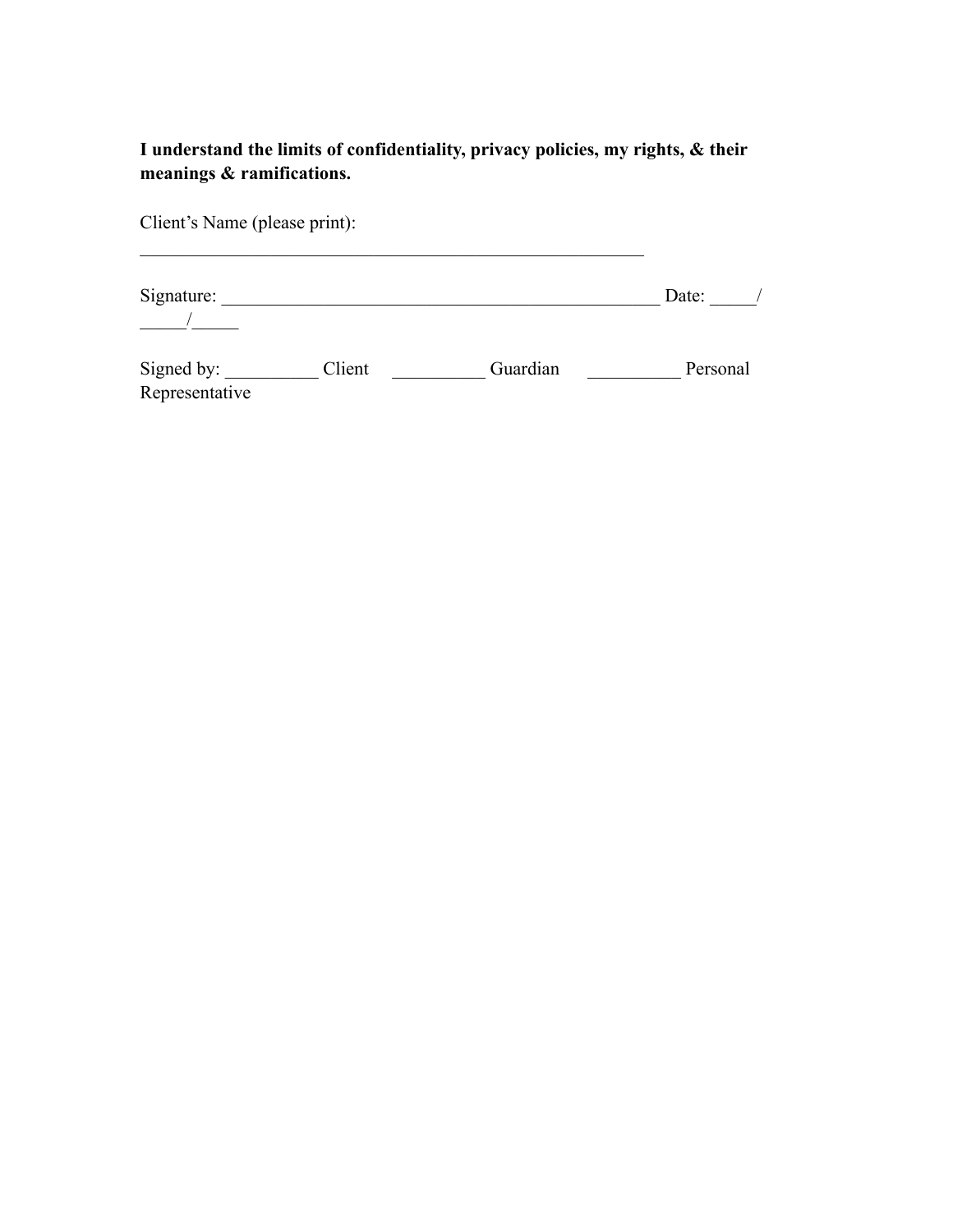**I understand the limits of confidentiality, privacy policies, my rights, & their meanings & ramifications.**

Client's Name (please print): ___________________________________________________________

Signature: __________________________________________________ Date: _____/_____/_____

Signed by: __________ Client     __________ Guardian     __________ Personal Representative